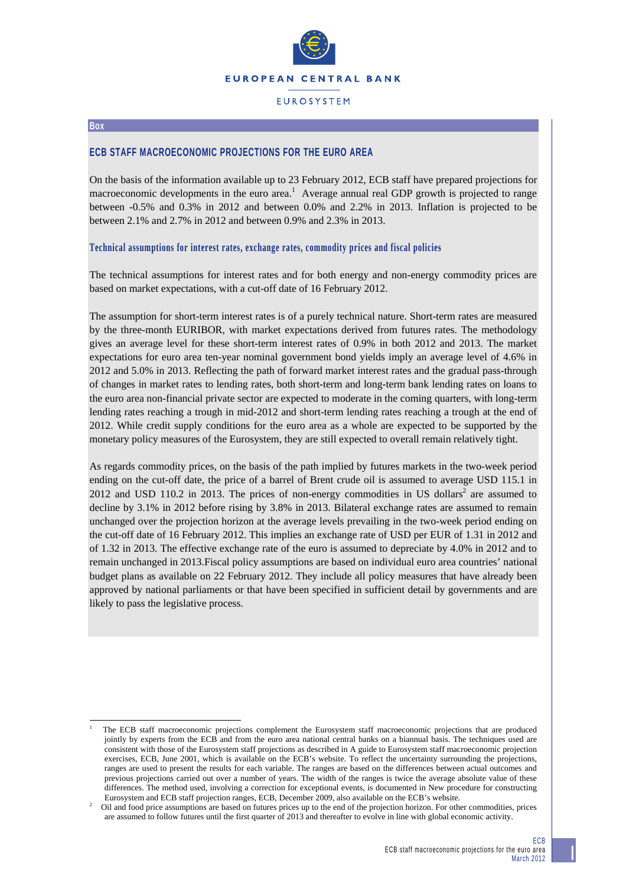**Box**

## ECB STAFF MACROECONOMIC PROJECTIONS FOR THE EURO AREA

On the basis of the information available up to 23 February 2012, ECB staff have prepared projections for macroeconomic developments in the euro area.[1] Average annual real GDP growth is projected to range between -0.5% and 0.3% in 2012 and between 0.0% and 2.2% in 2013. Inflation is projected to be between 2.1% and 2.7% in 2012 and between 0.9% and 2.3% in 2013.

### Technical assumptions for interest rates, exchange rates, commodity prices and fiscal policies

The technical assumptions for interest rates and for both energy and non-energy commodity prices are based on market expectations, with a cut-off date of 16 February 2012.

The assumption for short-term interest rates is of a purely technical nature. Short-term rates are measured by the three-month EURIBOR, with market expectations derived from futures rates. The methodology gives an average level for these short-term interest rates of 0.9% in both 2012 and 2013. The market expectations for euro area ten-year nominal government bond yields imply an average level of 4.6% in 2012 and 5.0% in 2013. Reflecting the path of forward market interest rates and the gradual pass-through of changes in market rates to lending rates, both short-term and long-term bank lending rates on loans to the euro area non-financial private sector are expected to moderate in the coming quarters, with long-term lending rates reaching a trough in mid-2012 and short-term lending rates reaching a trough at the end of 2012. While credit supply conditions for the euro area as a whole are expected to be supported by the monetary policy measures of the Eurosystem, they are still expected to overall remain relatively tight.

As regards commodity prices, on the basis of the path implied by futures markets in the two-week period ending on the cut-off date, the price of a barrel of Brent crude oil is assumed to average USD 115.1 in 2012 and USD 110.2 in 2013. The prices of non-energy commodities in US dollars[2] are assumed to decline by 3.1% in 2012 before rising by 3.8% in 2013. Bilateral exchange rates are assumed to remain unchanged over the projection horizon at the average levels prevailing in the two-week period ending on the cut-off date of 16 February 2012. This implies an exchange rate of USD per EUR of 1.31 in 2012 and of 1.32 in 2013. The effective exchange rate of the euro is assumed to depreciate by 4.0% in 2012 and to remain unchanged in 2013.Fiscal policy assumptions are based on individual euro area countries' national budget plans as available on 22 February 2012. They include all policy measures that have already been approved by national parliaments or that have been specified in sufficient detail by governments and are likely to pass the legislative process.

---

[1] The ECB staff macroeconomic projections complement the Eurosystem staff macroeconomic projections that are produced jointly by experts from the ECB and from the euro area national central banks on a biannual basis. The techniques used are consistent with those of the Eurosystem staff projections as described in A guide to Eurosystem staff macroeconomic projection exercises, ECB, June 2001, which is available on the ECB's website. To reflect the uncertainty surrounding the projections, ranges are used to present the results for each variable. The ranges are based on the differences between actual outcomes and previous projections carried out over a number of years. The width of the ranges is twice the average absolute value of these differences. The method used, involving a correction for exceptional events, is documented in New procedure for constructing Eurosystem and ECB staff projection ranges, ECB, December 2009, also available on the ECB's website.

[2] Oil and food price assumptions are based on futures prices up to the end of the projection horizon. For other commodities, prices are assumed to follow futures until the first quarter of 2013 and thereafter to evolve in line with global economic activity.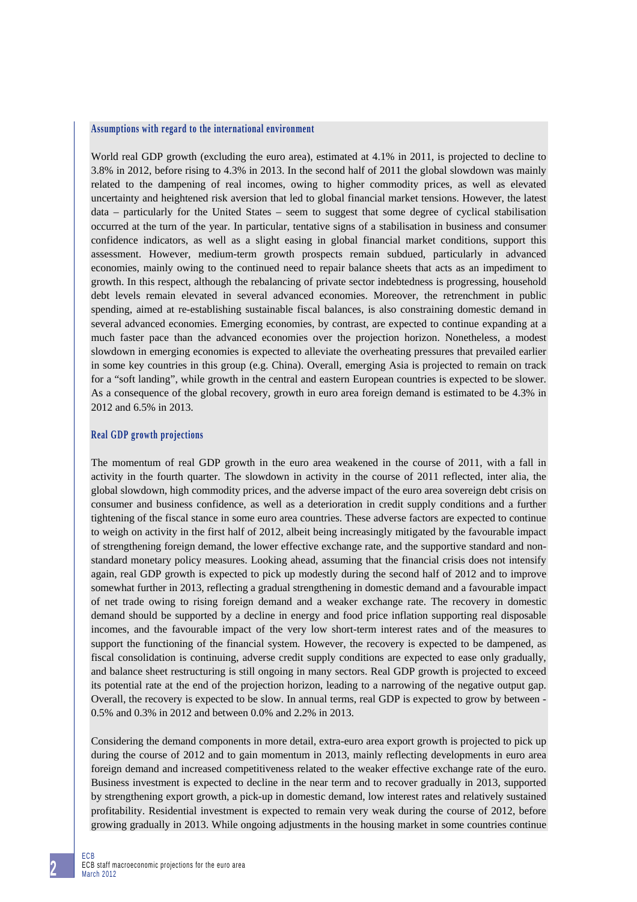### Assumptions with regard to the international environment

World real GDP growth (excluding the euro area), estimated at 4.1% in 2011, is projected to decline to 3.8% in 2012, before rising to 4.3% in 2013. In the second half of 2011 the global slowdown was mainly related to the dampening of real incomes, owing to higher commodity prices, as well as elevated uncertainty and heightened risk aversion that led to global financial market tensions. However, the latest data – particularly for the United States – seem to suggest that some degree of cyclical stabilisation occurred at the turn of the year. In particular, tentative signs of a stabilisation in business and consumer confidence indicators, as well as a slight easing in global financial market conditions, support this assessment. However, medium-term growth prospects remain subdued, particularly in advanced economies, mainly owing to the continued need to repair balance sheets that acts as an impediment to growth. In this respect, although the rebalancing of private sector indebtedness is progressing, household debt levels remain elevated in several advanced economies. Moreover, the retrenchment in public spending, aimed at re-establishing sustainable fiscal balances, is also constraining domestic demand in several advanced economies. Emerging economies, by contrast, are expected to continue expanding at a much faster pace than the advanced economies over the projection horizon. Nonetheless, a modest slowdown in emerging economies is expected to alleviate the overheating pressures that prevailed earlier in some key countries in this group (e.g. China). Overall, emerging Asia is projected to remain on track for a "soft landing", while growth in the central and eastern European countries is expected to be slower. As a consequence of the global recovery, growth in euro area foreign demand is estimated to be 4.3% in 2012 and 6.5% in 2013.

### Real GDP growth projections

The momentum of real GDP growth in the euro area weakened in the course of 2011, with a fall in activity in the fourth quarter. The slowdown in activity in the course of 2011 reflected, inter alia, the global slowdown, high commodity prices, and the adverse impact of the euro area sovereign debt crisis on consumer and business confidence, as well as a deterioration in credit supply conditions and a further tightening of the fiscal stance in some euro area countries. These adverse factors are expected to continue to weigh on activity in the first half of 2012, albeit being increasingly mitigated by the favourable impact of strengthening foreign demand, the lower effective exchange rate, and the supportive standard and non-standard monetary policy measures. Looking ahead, assuming that the financial crisis does not intensify again, real GDP growth is expected to pick up modestly during the second half of 2012 and to improve somewhat further in 2013, reflecting a gradual strengthening in domestic demand and a favourable impact of net trade owing to rising foreign demand and a weaker exchange rate. The recovery in domestic demand should be supported by a decline in energy and food price inflation supporting real disposable incomes, and the favourable impact of the very low short-term interest rates and of the measures to support the functioning of the financial system. However, the recovery is expected to be dampened, as fiscal consolidation is continuing, adverse credit supply conditions are expected to ease only gradually, and balance sheet restructuring is still ongoing in many sectors. Real GDP growth is projected to exceed its potential rate at the end of the projection horizon, leading to a narrowing of the negative output gap. Overall, the recovery is expected to be slow. In annual terms, real GDP is expected to grow by between -0.5% and 0.3% in 2012 and between 0.0% and 2.2% in 2013.

Considering the demand components in more detail, extra-euro area export growth is projected to pick up during the course of 2012 and to gain momentum in 2013, mainly reflecting developments in euro area foreign demand and increased competitiveness related to the weaker effective exchange rate of the euro. Business investment is expected to decline in the near term and to recover gradually in 2013, supported by strengthening export growth, a pick-up in domestic demand, low interest rates and relatively sustained profitability. Residential investment is expected to remain very weak during the course of 2012, before growing gradually in 2013. While ongoing adjustments in the housing market in some countries continue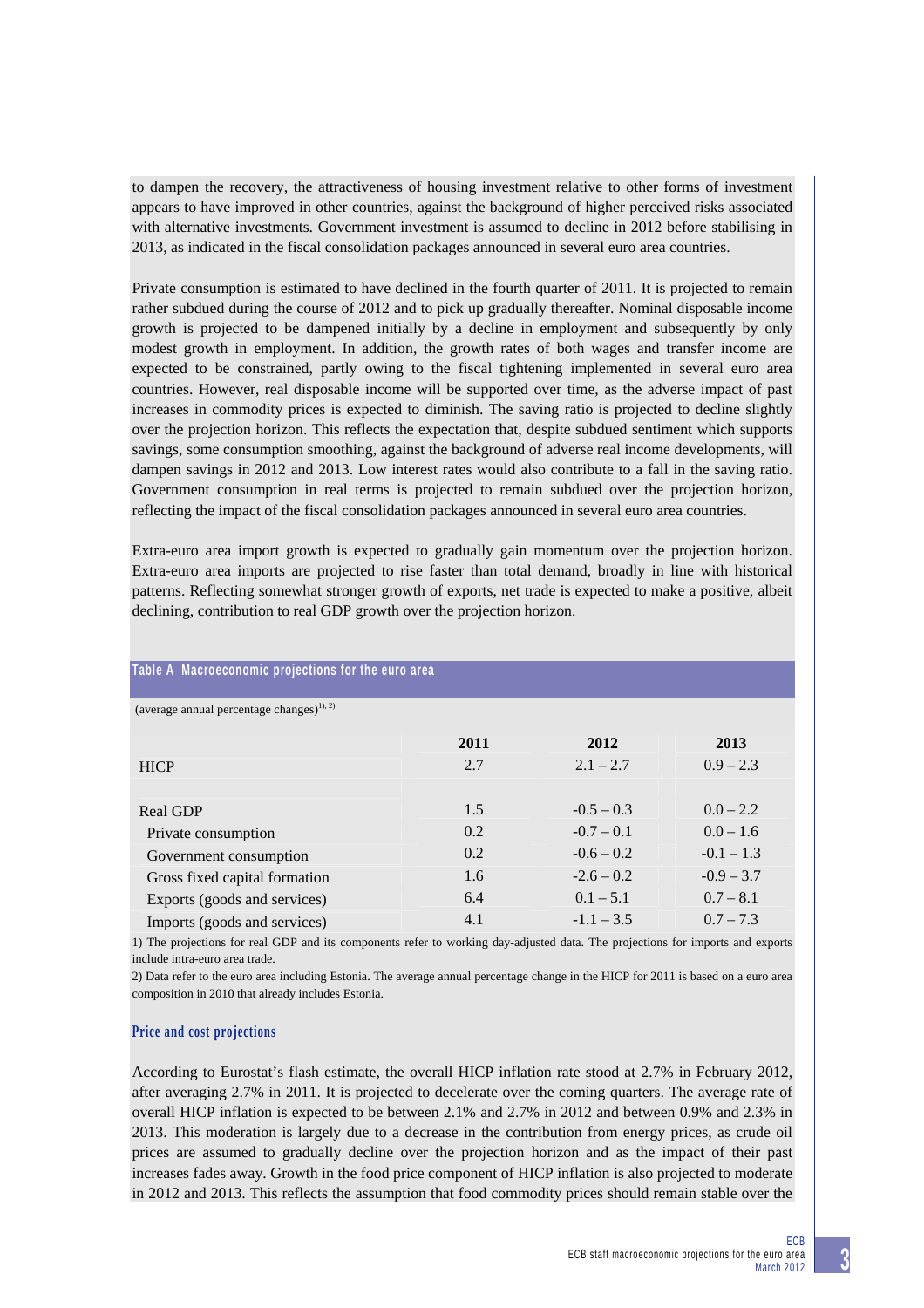to dampen the recovery, the attractiveness of housing investment relative to other forms of investment appears to have improved in other countries, against the background of higher perceived risks associated with alternative investments. Government investment is assumed to decline in 2012 before stabilising in 2013, as indicated in the fiscal consolidation packages announced in several euro area countries.

Private consumption is estimated to have declined in the fourth quarter of 2011. It is projected to remain rather subdued during the course of 2012 and to pick up gradually thereafter. Nominal disposable income growth is projected to be dampened initially by a decline in employment and subsequently by only modest growth in employment. In addition, the growth rates of both wages and transfer income are expected to be constrained, partly owing to the fiscal tightening implemented in several euro area countries. However, real disposable income will be supported over time, as the adverse impact of past increases in commodity prices is expected to diminish. The saving ratio is projected to decline slightly over the projection horizon. This reflects the expectation that, despite subdued sentiment which supports savings, some consumption smoothing, against the background of adverse real income developments, will dampen savings in 2012 and 2013. Low interest rates would also contribute to a fall in the saving ratio. Government consumption in real terms is projected to remain subdued over the projection horizon, reflecting the impact of the fiscal consolidation packages announced in several euro area countries.

Extra-euro area import growth is expected to gradually gain momentum over the projection horizon. Extra-euro area imports are projected to rise faster than total demand, broadly in line with historical patterns. Reflecting somewhat stronger growth of exports, net trade is expected to make a positive, albeit declining, contribution to real GDP growth over the projection horizon.

**Table A Macroeconomic projections for the euro area**

(average annual percentage changes)[1), 2)]

| | 2011 | 2012 | 2013 |
|---|---|---|---|
| HICP | 2.7 | 2.1 – 2.7 | 0.9 – 2.3 |
| | | | |
| Real GDP | 1.5 | -0.5 – 0.3 | 0.0 – 2.2 |
| Private consumption | 0.2 | -0.7 – 0.1 | 0.0 – 1.6 |
| Government consumption | 0.2 | -0.6 – 0.2 | -0.1 – 1.3 |
| Gross fixed capital formation | 1.6 | -2.6 – 0.2 | -0.9 – 3.7 |
| Exports (goods and services) | 6.4 | 0.1 – 5.1 | 0.7 – 8.1 |
| Imports (goods and services) | 4.1 | -1.1 – 3.5 | 0.7 – 7.3 |

1) The projections for real GDP and its components refer to working day-adjusted data. The projections for imports and exports include intra-euro area trade.

2) Data refer to the euro area including Estonia. The average annual percentage change in the HICP for 2011 is based on a euro area composition in 2010 that already includes Estonia.

### Price and cost projections

According to Eurostat's flash estimate, the overall HICP inflation rate stood at 2.7% in February 2012, after averaging 2.7% in 2011. It is projected to decelerate over the coming quarters. The average rate of overall HICP inflation is expected to be between 2.1% and 2.7% in 2012 and between 0.9% and 2.3% in 2013. This moderation is largely due to a decrease in the contribution from energy prices, as crude oil prices are assumed to gradually decline over the projection horizon and as the impact of their past increases fades away. Growth in the food price component of HICP inflation is also projected to moderate in 2012 and 2013. This reflects the assumption that food commodity prices should remain stable over the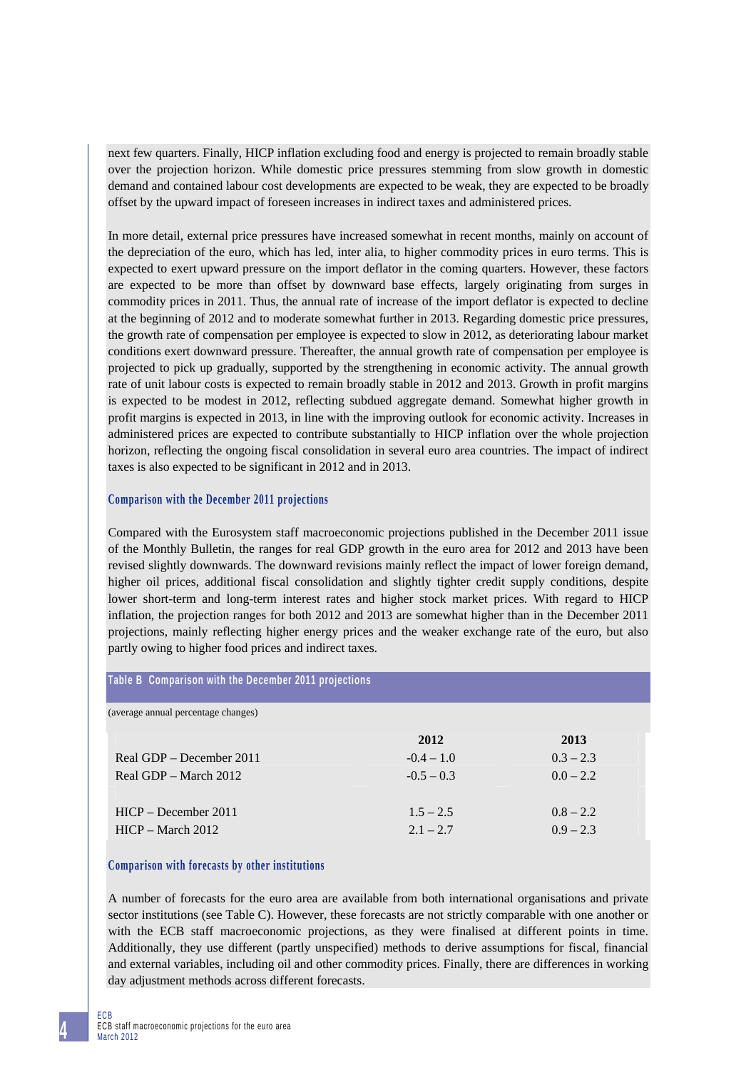next few quarters. Finally, HICP inflation excluding food and energy is projected to remain broadly stable over the projection horizon. While domestic price pressures stemming from slow growth in domestic demand and contained labour cost developments are expected to be weak, they are expected to be broadly offset by the upward impact of foreseen increases in indirect taxes and administered prices.

In more detail, external price pressures have increased somewhat in recent months, mainly on account of the depreciation of the euro, which has led, inter alia, to higher commodity prices in euro terms. This is expected to exert upward pressure on the import deflator in the coming quarters. However, these factors are expected to be more than offset by downward base effects, largely originating from surges in commodity prices in 2011. Thus, the annual rate of increase of the import deflator is expected to decline at the beginning of 2012 and to moderate somewhat further in 2013. Regarding domestic price pressures, the growth rate of compensation per employee is expected to slow in 2012, as deteriorating labour market conditions exert downward pressure. Thereafter, the annual growth rate of compensation per employee is projected to pick up gradually, supported by the strengthening in economic activity. The annual growth rate of unit labour costs is expected to remain broadly stable in 2012 and 2013. Growth in profit margins is expected to be modest in 2012, reflecting subdued aggregate demand. Somewhat higher growth in profit margins is expected in 2013, in line with the improving outlook for economic activity. Increases in administered prices are expected to contribute substantially to HICP inflation over the whole projection horizon, reflecting the ongoing fiscal consolidation in several euro area countries. The impact of indirect taxes is also expected to be significant in 2012 and in 2013.

### Comparison with the December 2011 projections

Compared with the Eurosystem staff macroeconomic projections published in the December 2011 issue of the Monthly Bulletin, the ranges for real GDP growth in the euro area for 2012 and 2013 have been revised slightly downwards. The downward revisions mainly reflect the impact of lower foreign demand, higher oil prices, additional fiscal consolidation and slightly tighter credit supply conditions, despite lower short-term and long-term interest rates and higher stock market prices. With regard to HICP inflation, the projection ranges for both 2012 and 2013 are somewhat higher than in the December 2011 projections, mainly reflecting higher energy prices and the weaker exchange rate of the euro, but also partly owing to higher food prices and indirect taxes.

**Table B Comparison with the December 2011 projections**

(average annual percentage changes)

| | 2012 | 2013 |
|---|---|---|
| Real GDP – December 2011 | -0.4 – 1.0 | 0.3 – 2.3 |
| Real GDP – March 2012 | -0.5 – 0.3 | 0.0 – 2.2 |
| | | |
| HICP – December 2011 | 1.5 – 2.5 | 0.8 – 2.2 |
| HICP – March 2012 | 2.1 – 2.7 | 0.9 – 2.3 |

### Comparison with forecasts by other institutions

A number of forecasts for the euro area are available from both international organisations and private sector institutions (see Table C). However, these forecasts are not strictly comparable with one another or with the ECB staff macroeconomic projections, as they were finalised at different points in time. Additionally, they use different (partly unspecified) methods to derive assumptions for fiscal, financial and external variables, including oil and other commodity prices. Finally, there are differences in working day adjustment methods across different forecasts.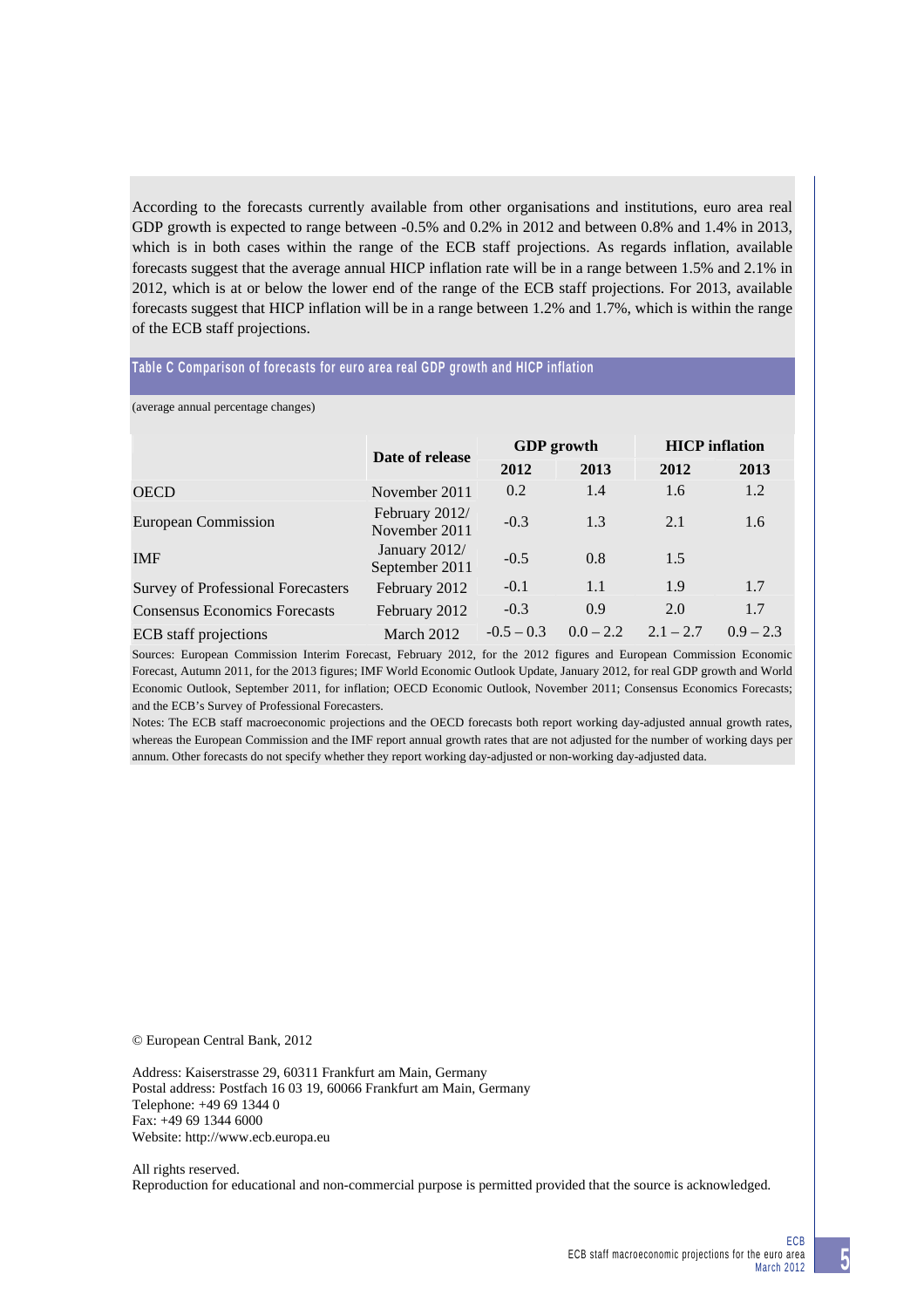According to the forecasts currently available from other organisations and institutions, euro area real GDP growth is expected to range between -0.5% and 0.2% in 2012 and between 0.8% and 1.4% in 2013, which is in both cases within the range of the ECB staff projections. As regards inflation, available forecasts suggest that the average annual HICP inflation rate will be in a range between 1.5% and 2.1% in 2012, which is at or below the lower end of the range of the ECB staff projections. For 2013, available forecasts suggest that HICP inflation will be in a range between 1.2% and 1.7%, which is within the range of the ECB staff projections.

**Table C Comparison of forecasts for euro area real GDP growth and HICP inflation**

(average annual percentage changes)

| | Date of release | GDP growth | | HICP inflation | |
|---|---|---|---|---|---|
| | | 2012 | 2013 | 2012 | 2013 |
| OECD | November 2011 | 0.2 | 1.4 | 1.6 | 1.2 |
| European Commission | February 2012/ November 2011 | -0.3 | 1.3 | 2.1 | 1.6 |
| IMF | January 2012/ September 2011 | -0.5 | 0.8 | 1.5 | |
| Survey of Professional Forecasters | February 2012 | -0.1 | 1.1 | 1.9 | 1.7 |
| Consensus Economics Forecasts | February 2012 | -0.3 | 0.9 | 2.0 | 1.7 |
| ECB staff projections | March 2012 | -0.5 – 0.3 | 0.0 – 2.2 | 2.1 – 2.7 | 0.9 – 2.3 |

Sources: European Commission Interim Forecast, February 2012, for the 2012 figures and European Commission Economic Forecast, Autumn 2011, for the 2013 figures; IMF World Economic Outlook Update, January 2012, for real GDP growth and World Economic Outlook, September 2011, for inflation; OECD Economic Outlook, November 2011; Consensus Economics Forecasts; and the ECB's Survey of Professional Forecasters.

Notes: The ECB staff macroeconomic projections and the OECD forecasts both report working day-adjusted annual growth rates, whereas the European Commission and the IMF report annual growth rates that are not adjusted for the number of working days per annum. Other forecasts do not specify whether they report working day-adjusted or non-working day-adjusted data.

© European Central Bank, 2012

Address: Kaiserstrasse 29, 60311 Frankfurt am Main, Germany
Postal address: Postfach 16 03 19, 60066 Frankfurt am Main, Germany
Telephone: +49 69 1344 0
Fax: +49 69 1344 6000
Website: http://www.ecb.europa.eu

All rights reserved.
Reproduction for educational and non-commercial purpose is permitted provided that the source is acknowledged.